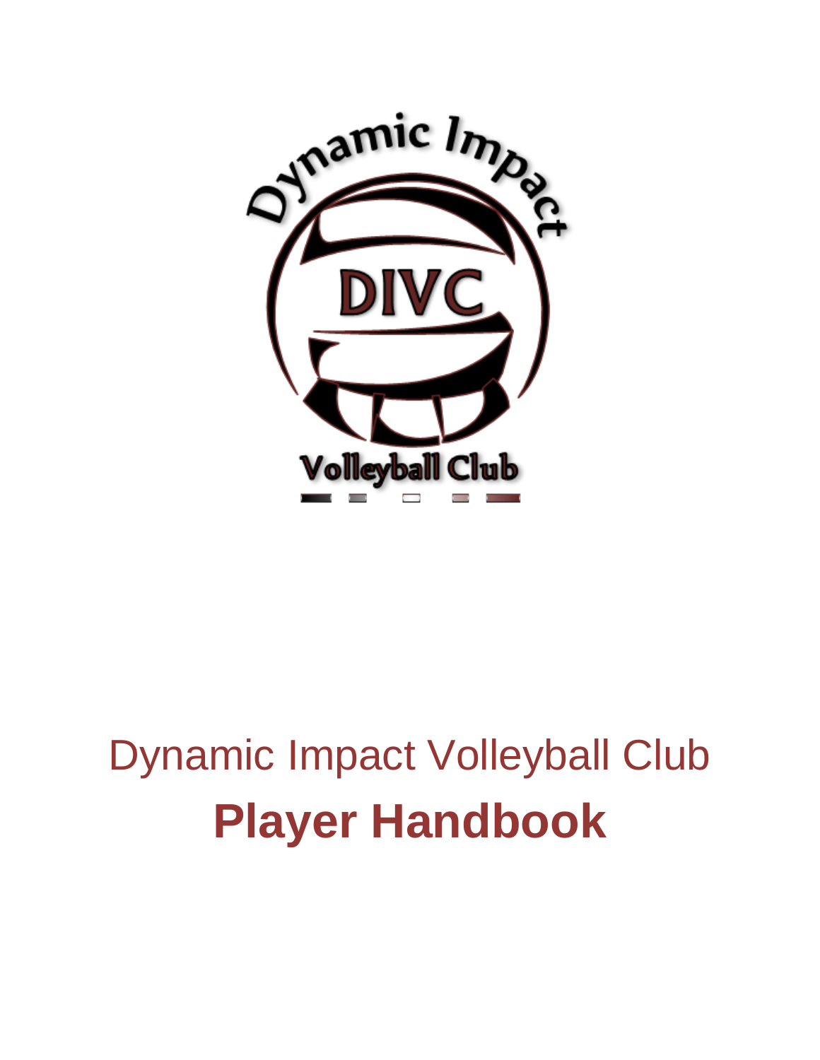Dynamic Impact Volleyball Club

# Player Handbook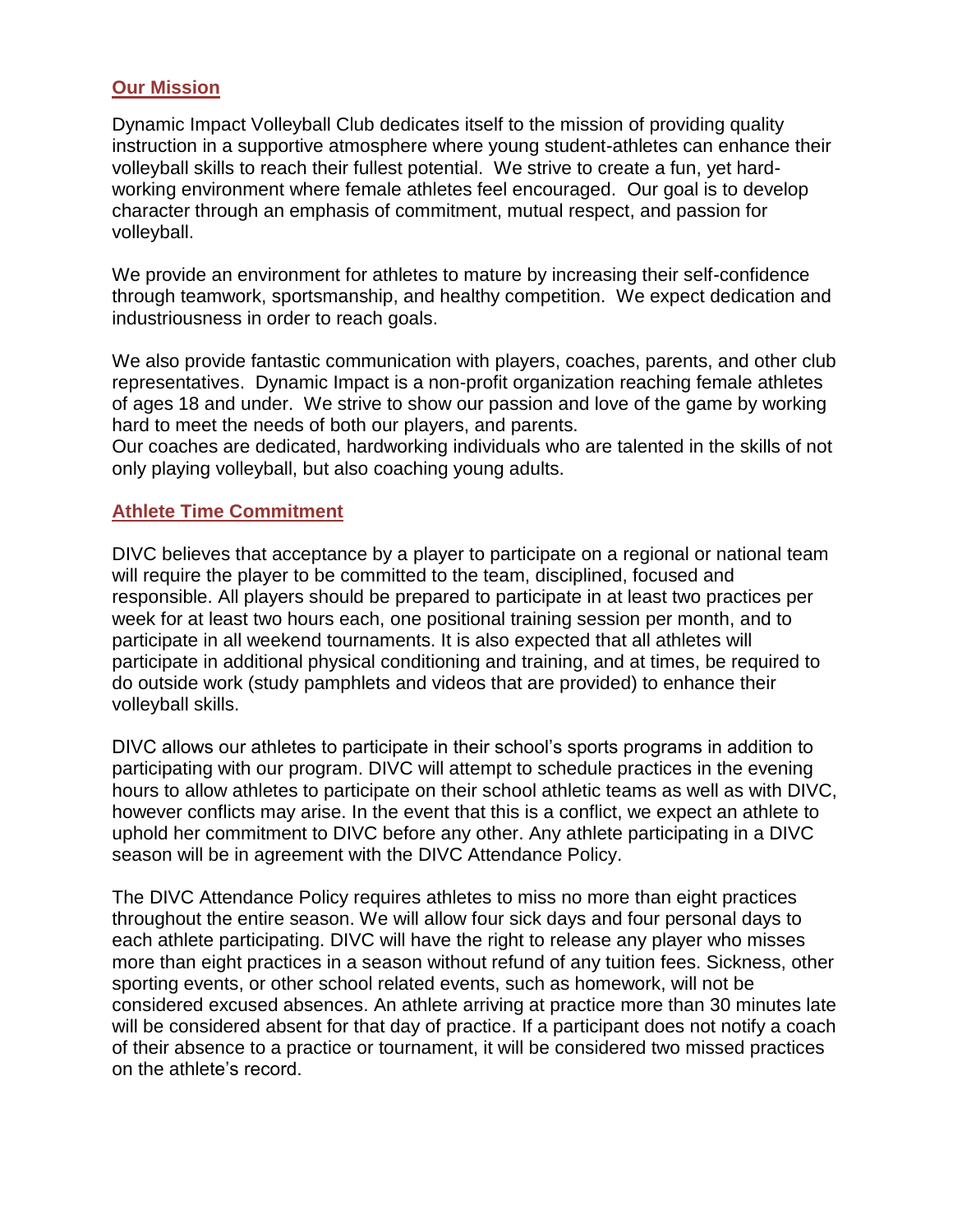## Our Mission

Dynamic Impact Volleyball Club dedicates itself to the mission of providing quality instruction in a supportive atmosphere where young student-athletes can enhance their volleyball skills to reach their fullest potential. We strive to create a fun, yet hard-working environment where female athletes feel encouraged. Our goal is to develop character through an emphasis of commitment, mutual respect, and passion for volleyball.

We provide an environment for athletes to mature by increasing their self-confidence through teamwork, sportsmanship, and healthy competition. We expect dedication and industriousness in order to reach goals.

We also provide fantastic communication with players, coaches, parents, and other club representatives. Dynamic Impact is a non-profit organization reaching female athletes of ages 18 and under. We strive to show our passion and love of the game by working hard to meet the needs of both our players, and parents.
Our coaches are dedicated, hardworking individuals who are talented in the skills of not only playing volleyball, but also coaching young adults.

## Athlete Time Commitment

DIVC believes that acceptance by a player to participate on a regional or national team will require the player to be committed to the team, disciplined, focused and responsible. All players should be prepared to participate in at least two practices per week for at least two hours each, one positional training session per month, and to participate in all weekend tournaments. It is also expected that all athletes will participate in additional physical conditioning and training, and at times, be required to do outside work (study pamphlets and videos that are provided) to enhance their volleyball skills.

DIVC allows our athletes to participate in their school's sports programs in addition to participating with our program. DIVC will attempt to schedule practices in the evening hours to allow athletes to participate on their school athletic teams as well as with DIVC, however conflicts may arise. In the event that this is a conflict, we expect an athlete to uphold her commitment to DIVC before any other. Any athlete participating in a DIVC season will be in agreement with the DIVC Attendance Policy.

The DIVC Attendance Policy requires athletes to miss no more than eight practices throughout the entire season. We will allow four sick days and four personal days to each athlete participating. DIVC will have the right to release any player who misses more than eight practices in a season without refund of any tuition fees. Sickness, other sporting events, or other school related events, such as homework, will not be considered excused absences. An athlete arriving at practice more than 30 minutes late will be considered absent for that day of practice. If a participant does not notify a coach of their absence to a practice or tournament, it will be considered two missed practices on the athlete's record.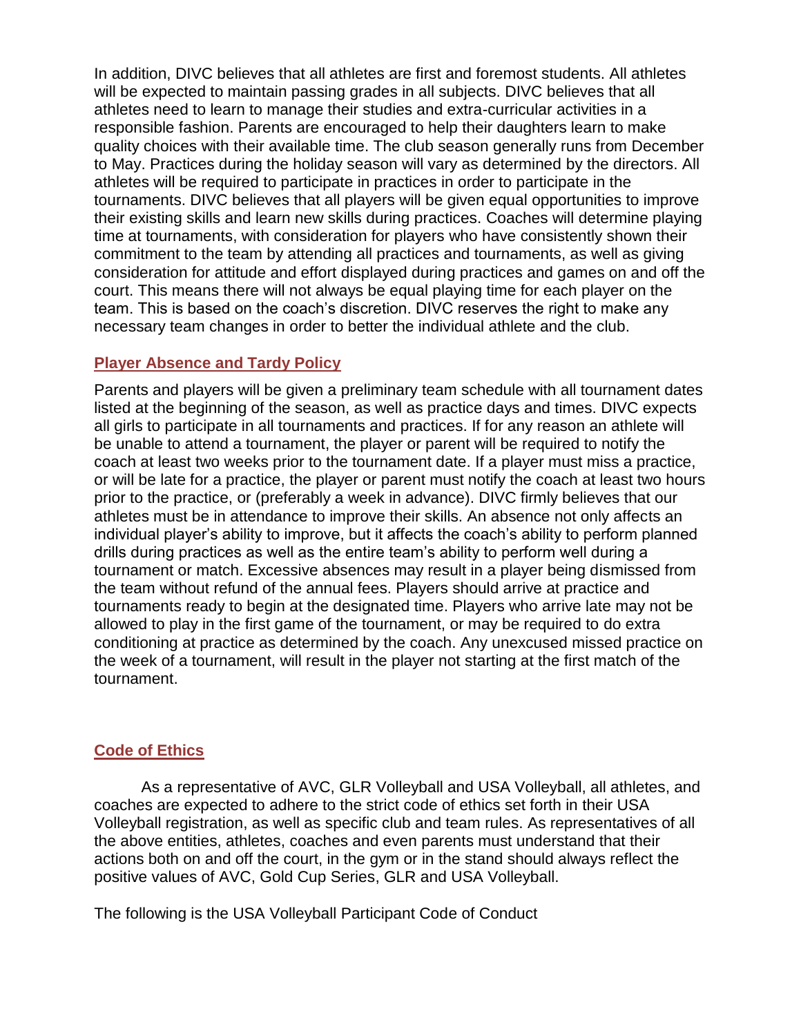In addition, DIVC believes that all athletes are first and foremost students. All athletes will be expected to maintain passing grades in all subjects. DIVC believes that all athletes need to learn to manage their studies and extra-curricular activities in a responsible fashion. Parents are encouraged to help their daughters learn to make quality choices with their available time. The club season generally runs from December to May. Practices during the holiday season will vary as determined by the directors. All athletes will be required to participate in practices in order to participate in the tournaments. DIVC believes that all players will be given equal opportunities to improve their existing skills and learn new skills during practices. Coaches will determine playing time at tournaments, with consideration for players who have consistently shown their commitment to the team by attending all practices and tournaments, as well as giving consideration for attitude and effort displayed during practices and games on and off the court. This means there will not always be equal playing time for each player on the team. This is based on the coach's discretion. DIVC reserves the right to make any necessary team changes in order to better the individual athlete and the club.

## Player Absence and Tardy Policy

Parents and players will be given a preliminary team schedule with all tournament dates listed at the beginning of the season, as well as practice days and times. DIVC expects all girls to participate in all tournaments and practices. If for any reason an athlete will be unable to attend a tournament, the player or parent will be required to notify the coach at least two weeks prior to the tournament date. If a player must miss a practice, or will be late for a practice, the player or parent must notify the coach at least two hours prior to the practice, or (preferably a week in advance). DIVC firmly believes that our athletes must be in attendance to improve their skills. An absence not only affects an individual player's ability to improve, but it affects the coach's ability to perform planned drills during practices as well as the entire team's ability to perform well during a tournament or match. Excessive absences may result in a player being dismissed from the team without refund of the annual fees. Players should arrive at practice and tournaments ready to begin at the designated time. Players who arrive late may not be allowed to play in the first game of the tournament, or may be required to do extra conditioning at practice as determined by the coach. Any unexcused missed practice on the week of a tournament, will result in the player not starting at the first match of the tournament.

## Code of Ethics

As a representative of AVC, GLR Volleyball and USA Volleyball, all athletes, and coaches are expected to adhere to the strict code of ethics set forth in their USA Volleyball registration, as well as specific club and team rules. As representatives of all the above entities, athletes, coaches and even parents must understand that their actions both on and off the court, in the gym or in the stand should always reflect the positive values of AVC, Gold Cup Series, GLR and USA Volleyball.

The following is the USA Volleyball Participant Code of Conduct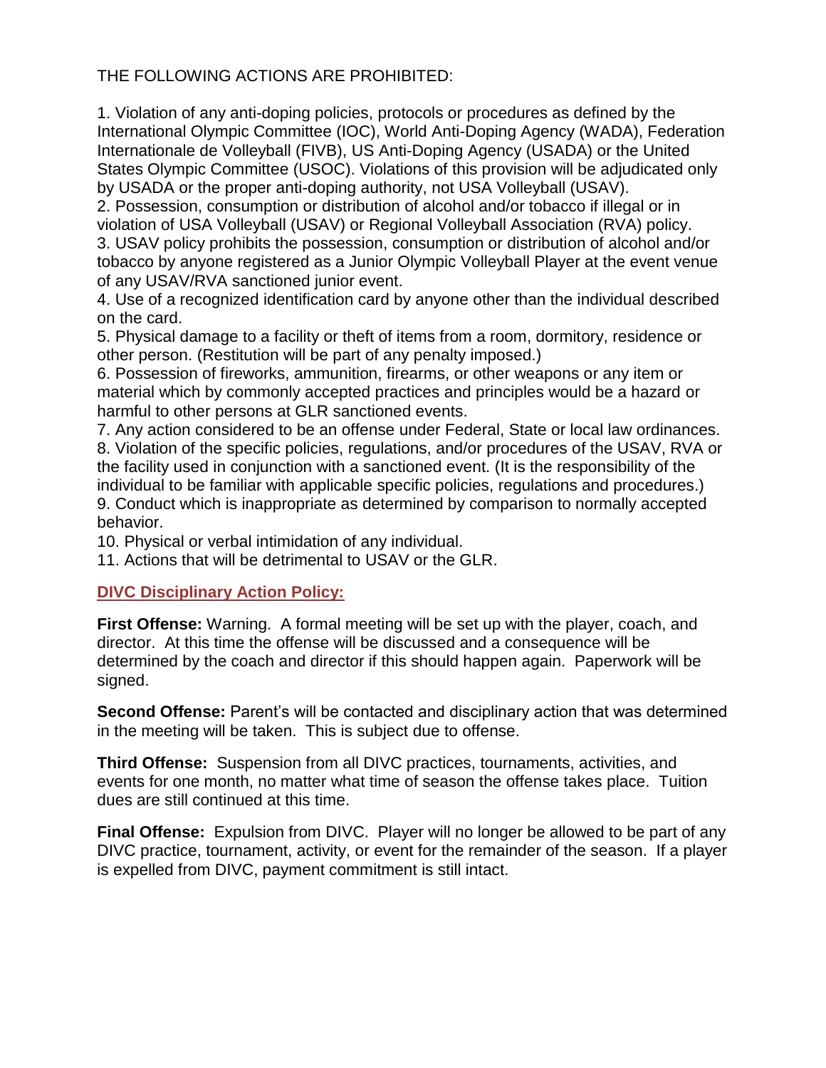THE FOLLOWING ACTIONS ARE PROHIBITED:

1. Violation of any anti-doping policies, protocols or procedures as defined by the International Olympic Committee (IOC), World Anti-Doping Agency (WADA), Federation Internationale de Volleyball (FIVB), US Anti-Doping Agency (USADA) or the United States Olympic Committee (USOC). Violations of this provision will be adjudicated only by USADA or the proper anti-doping authority, not USA Volleyball (USAV).
2. Possession, consumption or distribution of alcohol and/or tobacco if illegal or in violation of USA Volleyball (USAV) or Regional Volleyball Association (RVA) policy.
3. USAV policy prohibits the possession, consumption or distribution of alcohol and/or tobacco by anyone registered as a Junior Olympic Volleyball Player at the event venue of any USAV/RVA sanctioned junior event.
4. Use of a recognized identification card by anyone other than the individual described on the card.
5. Physical damage to a facility or theft of items from a room, dormitory, residence or other person. (Restitution will be part of any penalty imposed.)
6. Possession of fireworks, ammunition, firearms, or other weapons or any item or material which by commonly accepted practices and principles would be a hazard or harmful to other persons at GLR sanctioned events.
7. Any action considered to be an offense under Federal, State or local law ordinances.
8. Violation of the specific policies, regulations, and/or procedures of the USAV, RVA or the facility used in conjunction with a sanctioned event. (It is the responsibility of the individual to be familiar with applicable specific policies, regulations and procedures.)
9. Conduct which is inappropriate as determined by comparison to normally accepted behavior.
10. Physical or verbal intimidation of any individual.
11. Actions that will be detrimental to USAV or the GLR.

**DIVC Disciplinary Action Policy:**

**First Offense:** Warning. A formal meeting will be set up with the player, coach, and director. At this time the offense will be discussed and a consequence will be determined by the coach and director if this should happen again. Paperwork will be signed.

**Second Offense:** Parent's will be contacted and disciplinary action that was determined in the meeting will be taken. This is subject due to offense.

**Third Offense:** Suspension from all DIVC practices, tournaments, activities, and events for one month, no matter what time of season the offense takes place. Tuition dues are still continued at this time.

**Final Offense:** Expulsion from DIVC. Player will no longer be allowed to be part of any DIVC practice, tournament, activity, or event for the remainder of the season. If a player is expelled from DIVC, payment commitment is still intact.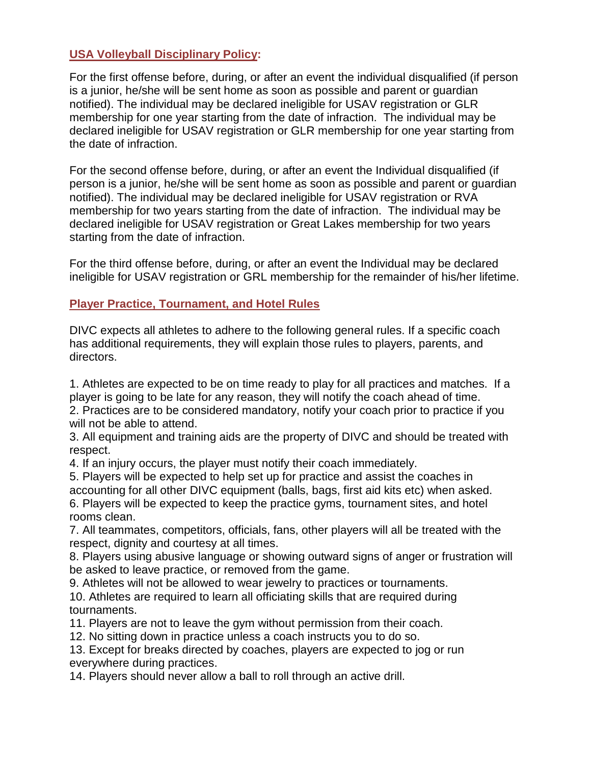## USA Volleyball Disciplinary Policy:

For the first offense before, during, or after an event the individual disqualified (if person is a junior, he/she will be sent home as soon as possible and parent or guardian notified). The individual may be declared ineligible for USAV registration or GLR membership for one year starting from the date of infraction. The individual may be declared ineligible for USAV registration or GLR membership for one year starting from the date of infraction.

For the second offense before, during, or after an event the Individual disqualified (if person is a junior, he/she will be sent home as soon as possible and parent or guardian notified). The individual may be declared ineligible for USAV registration or RVA membership for two years starting from the date of infraction. The individual may be declared ineligible for USAV registration or Great Lakes membership for two years starting from the date of infraction.

For the third offense before, during, or after an event the Individual may be declared ineligible for USAV registration or GRL membership for the remainder of his/her lifetime.

## Player Practice, Tournament, and Hotel Rules

DIVC expects all athletes to adhere to the following general rules. If a specific coach has additional requirements, they will explain those rules to players, parents, and directors.

1. Athletes are expected to be on time ready to play for all practices and matches. If a player is going to be late for any reason, they will notify the coach ahead of time.
2. Practices are to be considered mandatory, notify your coach prior to practice if you will not be able to attend.
3. All equipment and training aids are the property of DIVC and should be treated with respect.
4. If an injury occurs, the player must notify their coach immediately.
5. Players will be expected to help set up for practice and assist the coaches in accounting for all other DIVC equipment (balls, bags, first aid kits etc) when asked.
6. Players will be expected to keep the practice gyms, tournament sites, and hotel rooms clean.
7. All teammates, competitors, officials, fans, other players will all be treated with the respect, dignity and courtesy at all times.
8. Players using abusive language or showing outward signs of anger or frustration will be asked to leave practice, or removed from the game.
9. Athletes will not be allowed to wear jewelry to practices or tournaments.
10. Athletes are required to learn all officiating skills that are required during tournaments.
11. Players are not to leave the gym without permission from their coach.
12. No sitting down in practice unless a coach instructs you to do so.
13. Except for breaks directed by coaches, players are expected to jog or run everywhere during practices.
14. Players should never allow a ball to roll through an active drill.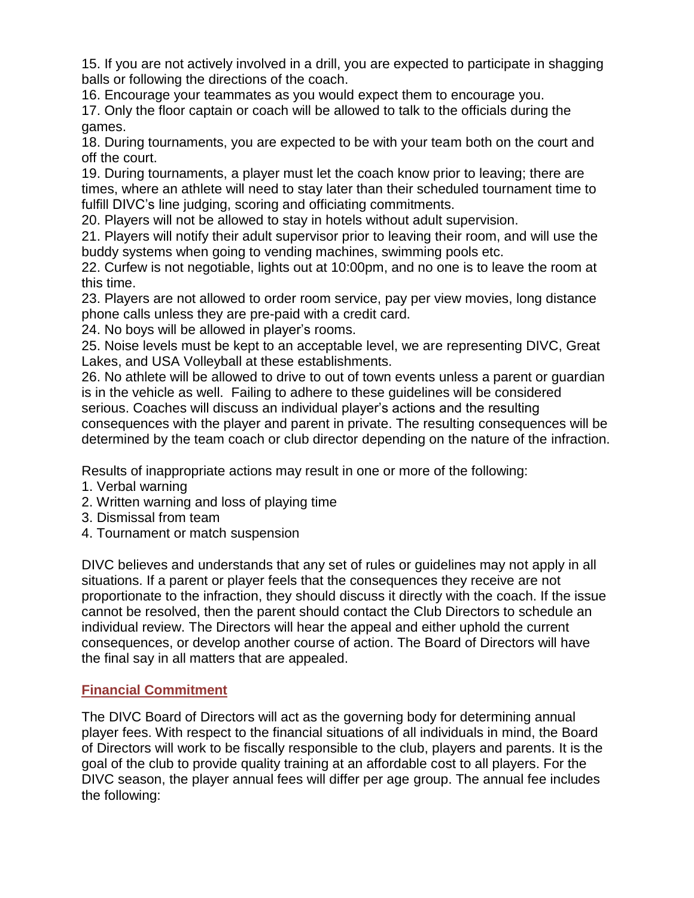15. If you are not actively involved in a drill, you are expected to participate in shagging balls or following the directions of the coach.
16. Encourage your teammates as you would expect them to encourage you.
17. Only the floor captain or coach will be allowed to talk to the officials during the games.
18. During tournaments, you are expected to be with your team both on the court and off the court.
19. During tournaments, a player must let the coach know prior to leaving; there are times, where an athlete will need to stay later than their scheduled tournament time to fulfill DIVC's line judging, scoring and officiating commitments.
20. Players will not be allowed to stay in hotels without adult supervision.
21. Players will notify their adult supervisor prior to leaving their room, and will use the buddy systems when going to vending machines, swimming pools etc.
22. Curfew is not negotiable, lights out at 10:00pm, and no one is to leave the room at this time.
23. Players are not allowed to order room service, pay per view movies, long distance phone calls unless they are pre-paid with a credit card.
24. No boys will be allowed in player's rooms.
25. Noise levels must be kept to an acceptable level, we are representing DIVC, Great Lakes, and USA Volleyball at these establishments.
26. No athlete will be allowed to drive to out of town events unless a parent or guardian is in the vehicle as well. Failing to adhere to these guidelines will be considered serious. Coaches will discuss an individual player's actions and the resulting consequences with the player and parent in private. The resulting consequences will be determined by the team coach or club director depending on the nature of the infraction.

Results of inappropriate actions may result in one or more of the following:

1. Verbal warning
2. Written warning and loss of playing time
3. Dismissal from team
4. Tournament or match suspension

DIVC believes and understands that any set of rules or guidelines may not apply in all situations. If a parent or player feels that the consequences they receive are not proportionate to the infraction, they should discuss it directly with the coach. If the issue cannot be resolved, then the parent should contact the Club Directors to schedule an individual review. The Directors will hear the appeal and either uphold the current consequences, or develop another course of action. The Board of Directors will have the final say in all matters that are appealed.

## Financial Commitment

The DIVC Board of Directors will act as the governing body for determining annual player fees. With respect to the financial situations of all individuals in mind, the Board of Directors will work to be fiscally responsible to the club, players and parents. It is the goal of the club to provide quality training at an affordable cost to all players. For the DIVC season, the player annual fees will differ per age group. The annual fee includes the following: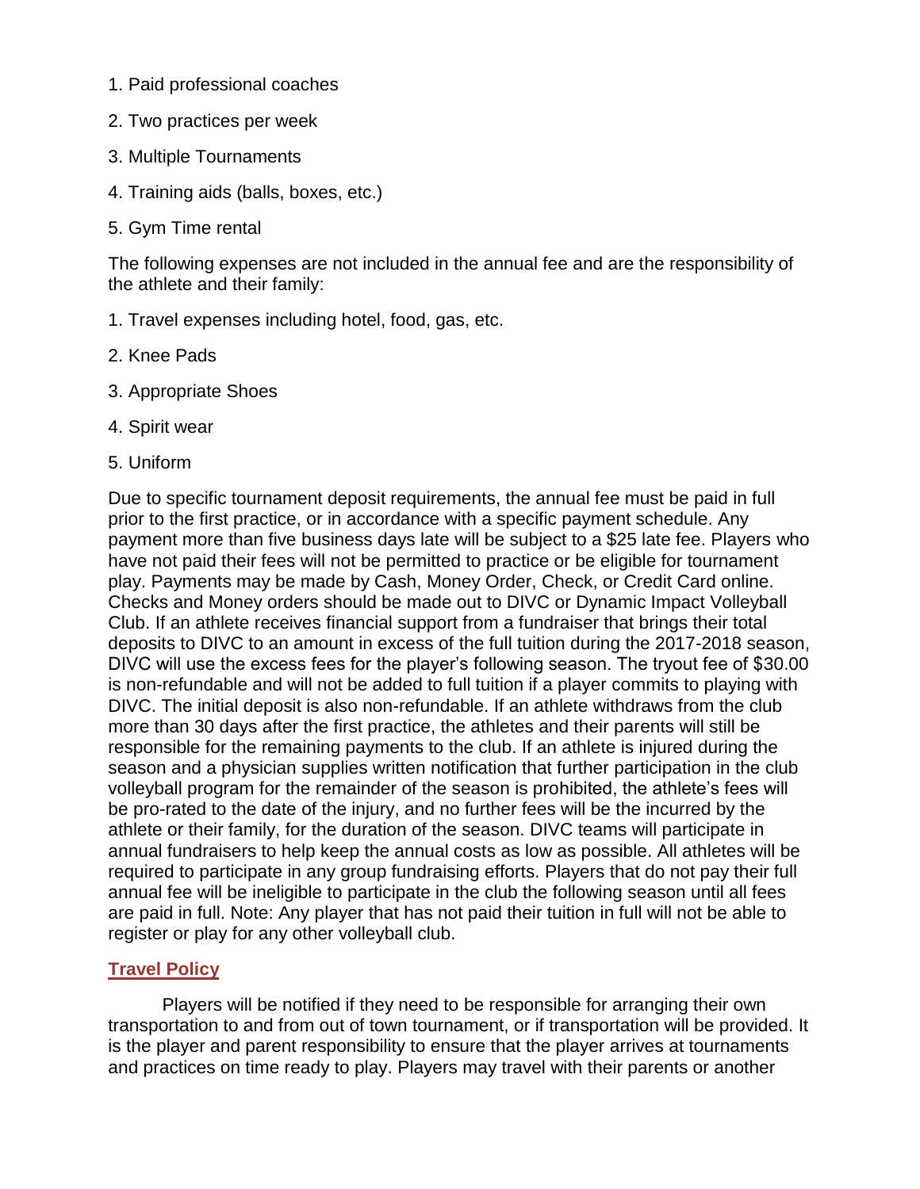1. Paid professional coaches
2. Two practices per week
3. Multiple Tournaments
4. Training aids (balls, boxes, etc.)
5. Gym Time rental

The following expenses are not included in the annual fee and are the responsibility of the athlete and their family:

1. Travel expenses including hotel, food, gas, etc.
2. Knee Pads
3. Appropriate Shoes
4. Spirit wear
5. Uniform

Due to specific tournament deposit requirements, the annual fee must be paid in full prior to the first practice, or in accordance with a specific payment schedule. Any payment more than five business days late will be subject to a $25 late fee. Players who have not paid their fees will not be permitted to practice or be eligible for tournament play. Payments may be made by Cash, Money Order, Check, or Credit Card online. Checks and Money orders should be made out to DIVC or Dynamic Impact Volleyball Club. If an athlete receives financial support from a fundraiser that brings their total deposits to DIVC to an amount in excess of the full tuition during the 2017-2018 season, DIVC will use the excess fees for the player's following season. The tryout fee of $30.00 is non-refundable and will not be added to full tuition if a player commits to playing with DIVC. The initial deposit is also non-refundable. If an athlete withdraws from the club more than 30 days after the first practice, the athletes and their parents will still be responsible for the remaining payments to the club. If an athlete is injured during the season and a physician supplies written notification that further participation in the club volleyball program for the remainder of the season is prohibited, the athlete's fees will be pro-rated to the date of the injury, and no further fees will be the incurred by the athlete or their family, for the duration of the season. DIVC teams will participate in annual fundraisers to help keep the annual costs as low as possible. All athletes will be required to participate in any group fundraising efforts. Players that do not pay their full annual fee will be ineligible to participate in the club the following season until all fees are paid in full. Note: Any player that has not paid their tuition in full will not be able to register or play for any other volleyball club.

## Travel Policy

Players will be notified if they need to be responsible for arranging their own transportation to and from out of town tournament, or if transportation will be provided. It is the player and parent responsibility to ensure that the player arrives at tournaments and practices on time ready to play. Players may travel with their parents or another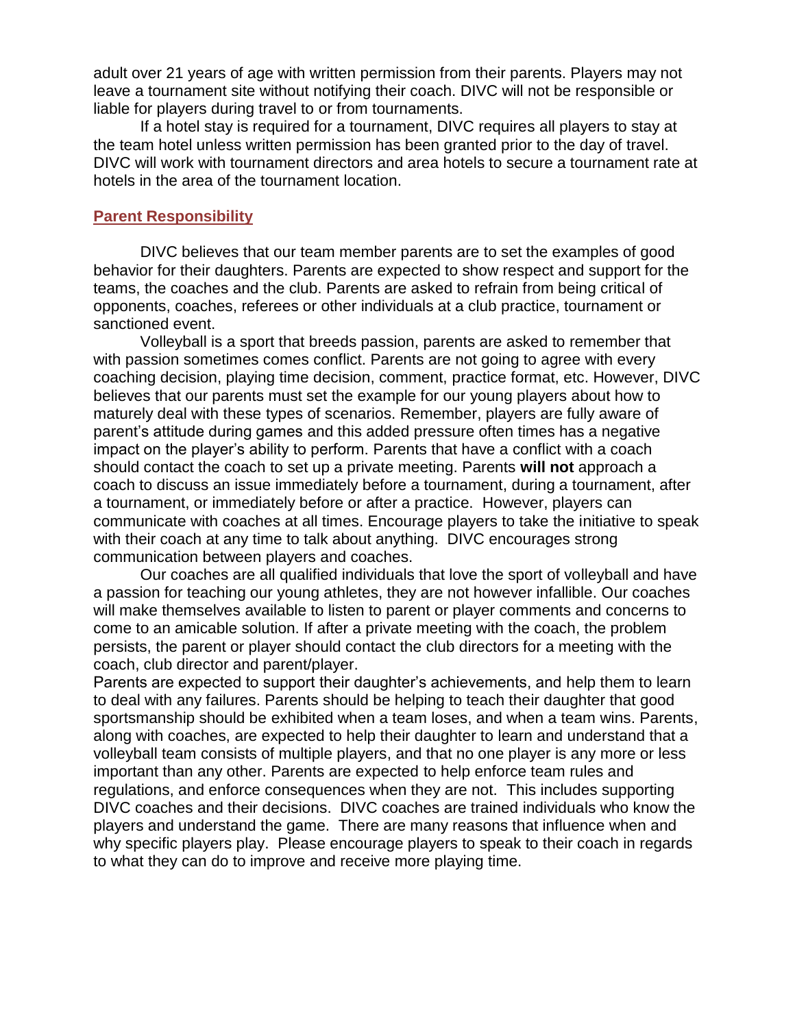adult over 21 years of age with written permission from their parents. Players may not leave a tournament site without notifying their coach. DIVC will not be responsible or liable for players during travel to or from tournaments.

If a hotel stay is required for a tournament, DIVC requires all players to stay at the team hotel unless written permission has been granted prior to the day of travel. DIVC will work with tournament directors and area hotels to secure a tournament rate at hotels in the area of the tournament location.

## Parent Responsibility

DIVC believes that our team member parents are to set the examples of good behavior for their daughters. Parents are expected to show respect and support for the teams, the coaches and the club. Parents are asked to refrain from being critical of opponents, coaches, referees or other individuals at a club practice, tournament or sanctioned event.

Volleyball is a sport that breeds passion, parents are asked to remember that with passion sometimes comes conflict. Parents are not going to agree with every coaching decision, playing time decision, comment, practice format, etc. However, DIVC believes that our parents must set the example for our young players about how to maturely deal with these types of scenarios. Remember, players are fully aware of parent's attitude during games and this added pressure often times has a negative impact on the player's ability to perform. Parents that have a conflict with a coach should contact the coach to set up a private meeting. Parents **will not** approach a coach to discuss an issue immediately before a tournament, during a tournament, after a tournament, or immediately before or after a practice. However, players can communicate with coaches at all times. Encourage players to take the initiative to speak with their coach at any time to talk about anything. DIVC encourages strong communication between players and coaches.

Our coaches are all qualified individuals that love the sport of volleyball and have a passion for teaching our young athletes, they are not however infallible. Our coaches will make themselves available to listen to parent or player comments and concerns to come to an amicable solution. If after a private meeting with the coach, the problem persists, the parent or player should contact the club directors for a meeting with the coach, club director and parent/player.

Parents are expected to support their daughter's achievements, and help them to learn to deal with any failures. Parents should be helping to teach their daughter that good sportsmanship should be exhibited when a team loses, and when a team wins. Parents, along with coaches, are expected to help their daughter to learn and understand that a volleyball team consists of multiple players, and that no one player is any more or less important than any other. Parents are expected to help enforce team rules and regulations, and enforce consequences when they are not. This includes supporting DIVC coaches and their decisions. DIVC coaches are trained individuals who know the players and understand the game. There are many reasons that influence when and why specific players play. Please encourage players to speak to their coach in regards to what they can do to improve and receive more playing time.